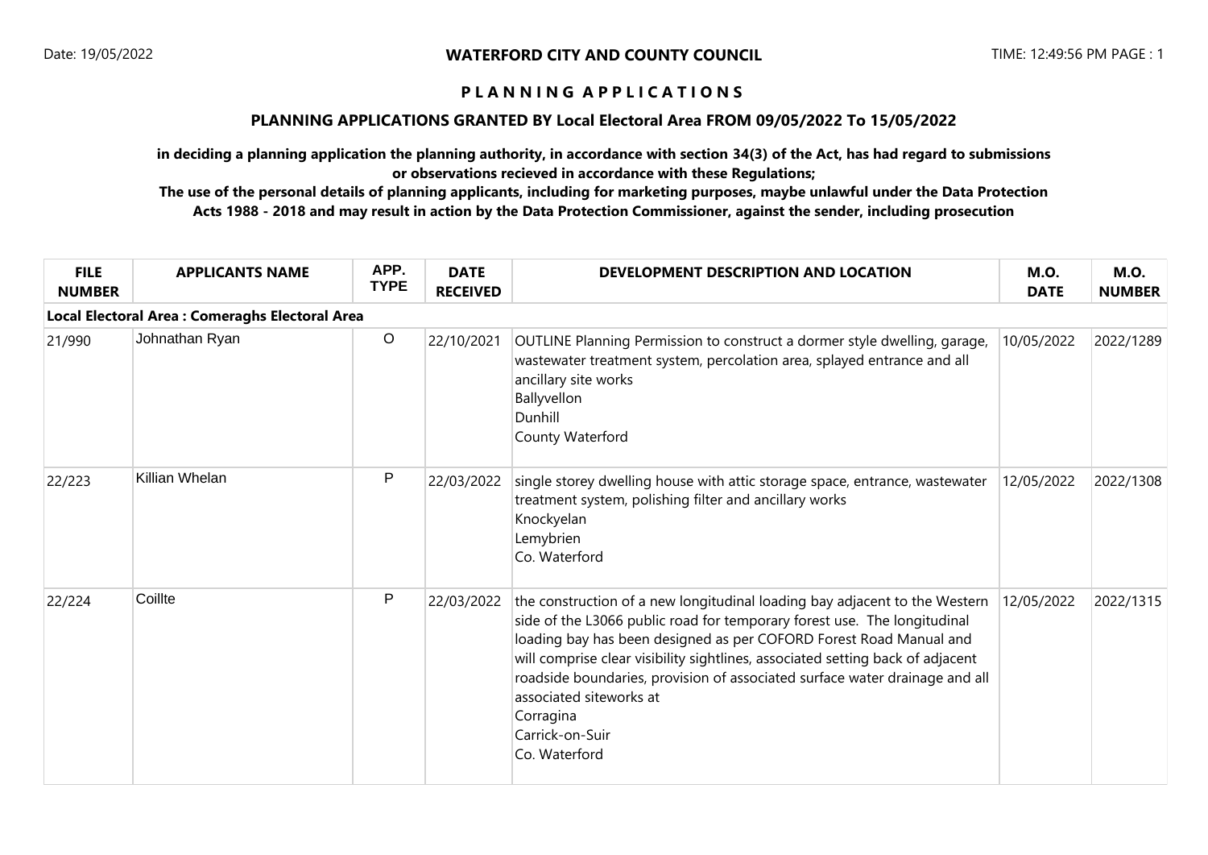**WATERFORD CITY AND COUNTY COUNCIL**

Date: 19/05/2022

TIME: 12:49:56 PM

# PLANNING APPLICATIONS

## PLANNING APPLICATIONS GRANTED BY Local Electoral Area FROM 09/05/2022 To 15/05/2022

**in deciding a planning application the planning authority, in accordance with section 34(3) of the Act, has had regard to submissions or observations recieved in accordance with these Regulations;**

**The use of the personal details of planning applicants, including for marketing purposes, maybe unlawful under the Data Protection Acts 1988 - 2018 and may result in action by the Data Protection Commissioner, against the sender, including prosecution**

| FILE NUMBER | APPLICANTS NAME | APP. TYPE | DATE RECEIVED | DEVELOPMENT DESCRIPTION AND LOCATION | M.O. DATE | M.O. NUMBER |
|---|---|---|---|---|---|---|
| **Local Electoral Area : Comeraghs Electoral Area** | | | | | | |
| 21/990 | Johnathan Ryan | O | 22/10/2021 | OUTLINE Planning Permission to construct a dormer style dwelling, garage, wastewater treatment system, percolation area, splayed entrance and all ancillary site works<br>Ballyvellon<br>Dunhill<br>County Waterford | 10/05/2022 | 2022/1289 |
| 22/223 | Killian Whelan | P | 22/03/2022 | single storey dwelling house with attic storage space, entrance, wastewater treatment system, polishing filter and ancillary works<br>Knockyelan<br>Lemybrien<br>Co. Waterford | 12/05/2022 | 2022/1308 |
| 22/224 | Coillte | P | 22/03/2022 | the construction of a new longitudinal loading bay adjacent to the Western side of the L3066 public road for temporary forest use. The longitudinal loading bay has been designed as per COFORD Forest Road Manual and will comprise clear visibility sightlines, associated setting back of adjacent roadside boundaries, provision of associated surface water drainage and all associated siteworks at<br>Corragina<br>Carrick-on-Suir<br>Co. Waterford | 12/05/2022 | 2022/1315 |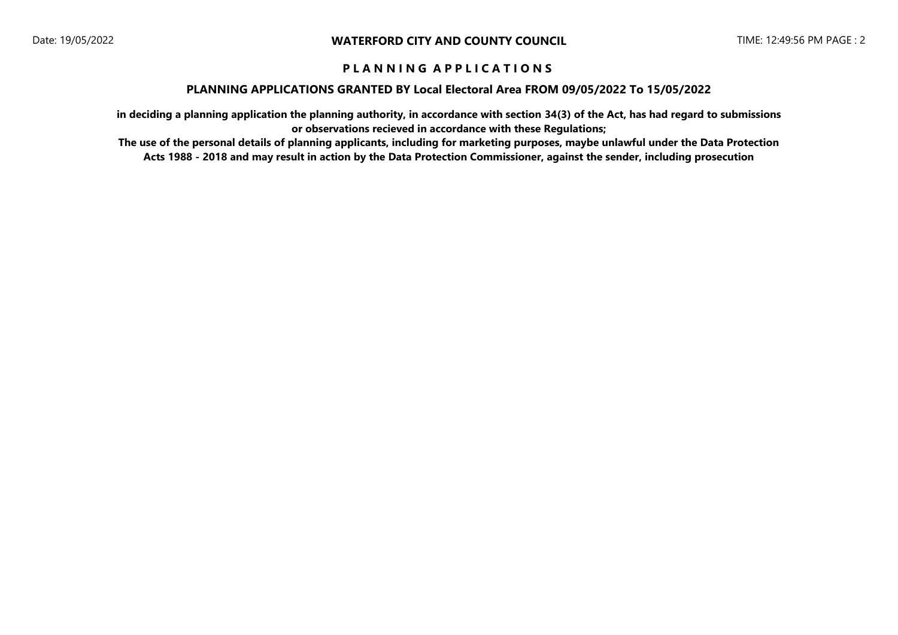# PLANNING APPLICATIONS

## PLANNING APPLICATIONS GRANTED BY Local Electoral Area FROM 09/05/2022 To 15/05/2022

**in deciding a planning application the planning authority, in accordance with section 34(3) of the Act, has had regard to submissions or observations recieved in accordance with these Regulations;**

**The use of the personal details of planning applicants, including for marketing purposes, maybe unlawful under the Data Protection Acts 1988 - 2018 and may result in action by the Data Protection Commissioner, against the sender, including prosecution**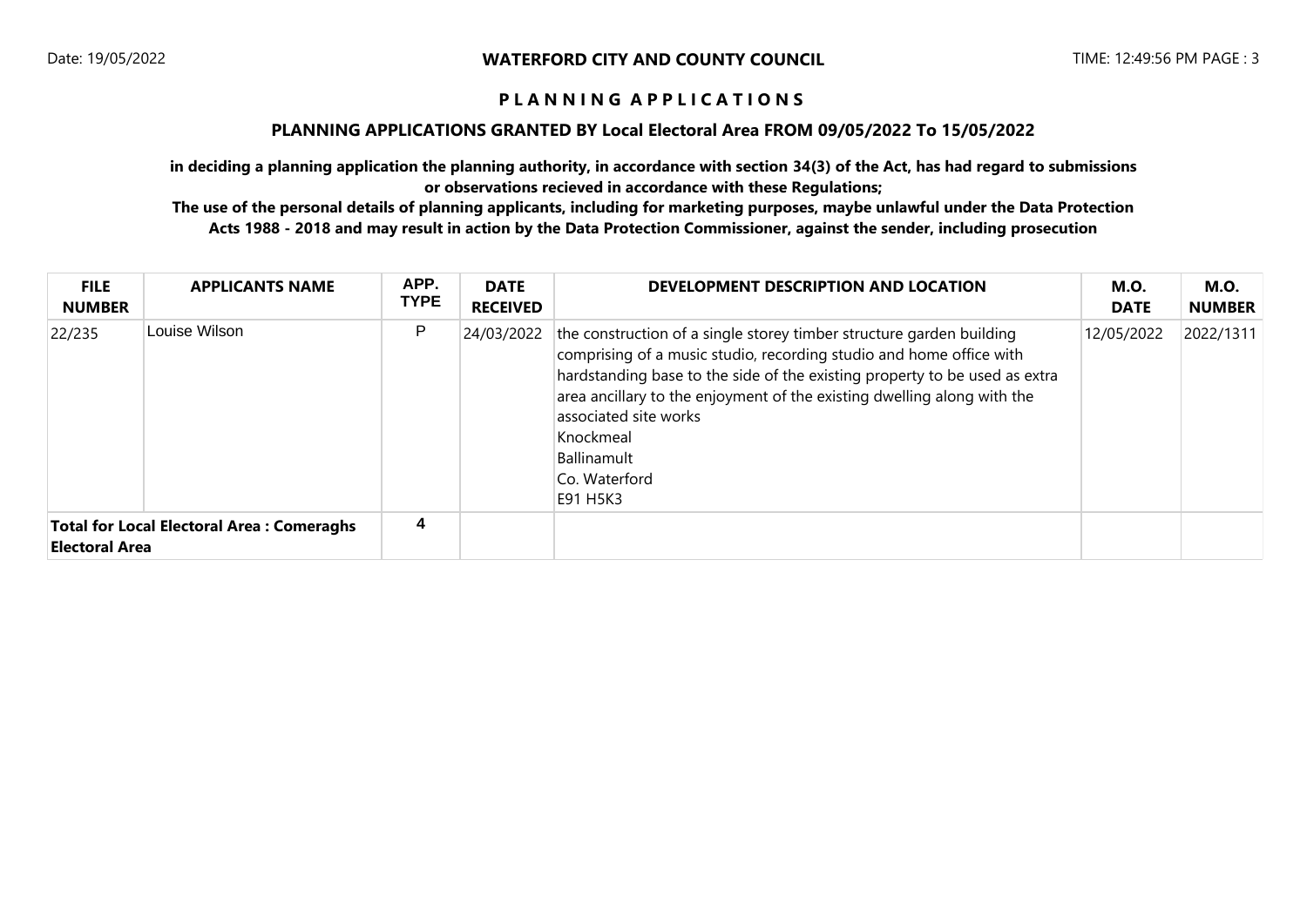## PLANNING APPLICATIONS

### PLANNING APPLICATIONS GRANTED BY Local Electoral Area FROM 09/05/2022 To 15/05/2022

**in deciding a planning application the planning authority, in accordance with section 34(3) of the Act, has had regard to submissions or observations recieved in accordance with these Regulations;**

**The use of the personal details of planning applicants, including for marketing purposes, maybe unlawful under the Data Protection Acts 1988 - 2018 and may result in action by the Data Protection Commissioner, against the sender, including prosecution**

| FILE NUMBER | APPLICANTS NAME | APP. TYPE | DATE RECEIVED | DEVELOPMENT DESCRIPTION AND LOCATION | M.O. DATE | M.O. NUMBER |
|---|---|---|---|---|---|---|
| 22/235 | Louise Wilson | P | 24/03/2022 | the construction of a single storey timber structure garden building comprising of a music studio, recording studio and home office with hardstanding base to the side of the existing property to be used as extra area ancillary to the enjoyment of the existing dwelling along with the associated site works<br>Knockmeal<br>Ballinamult<br>Co. Waterford<br>E91 H5K3 | 12/05/2022 | 2022/1311 |
| **Total for Local Electoral Area : Comeraghs Electoral Area** | | 4 | | | | |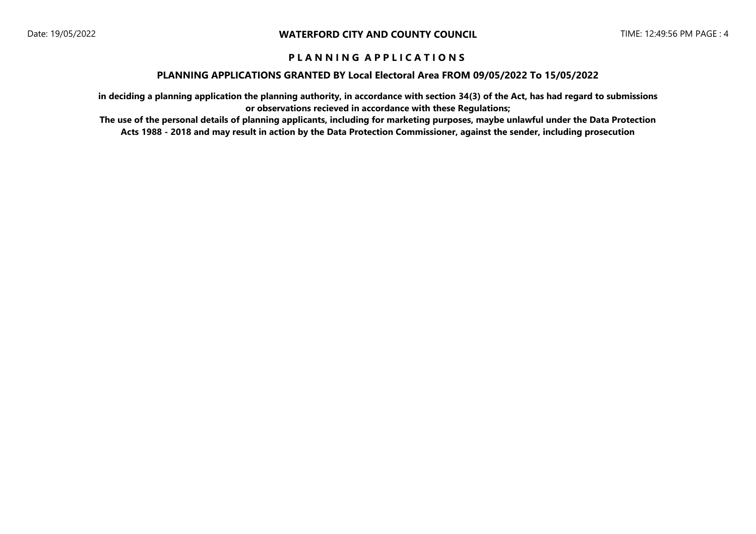# P L A N N I N G  A P P L I C A T I O N S

## PLANNING APPLICATIONS GRANTED BY Local Electoral Area FROM 09/05/2022 To 15/05/2022

**in deciding a planning application the planning authority, in accordance with section 34(3) of the Act, has had regard to submissions or observations recieved in accordance with these Regulations;**

**The use of the personal details of planning applicants, including for marketing purposes, maybe unlawful under the Data Protection Acts 1988 - 2018 and may result in action by the Data Protection Commissioner, against the sender, including prosecution**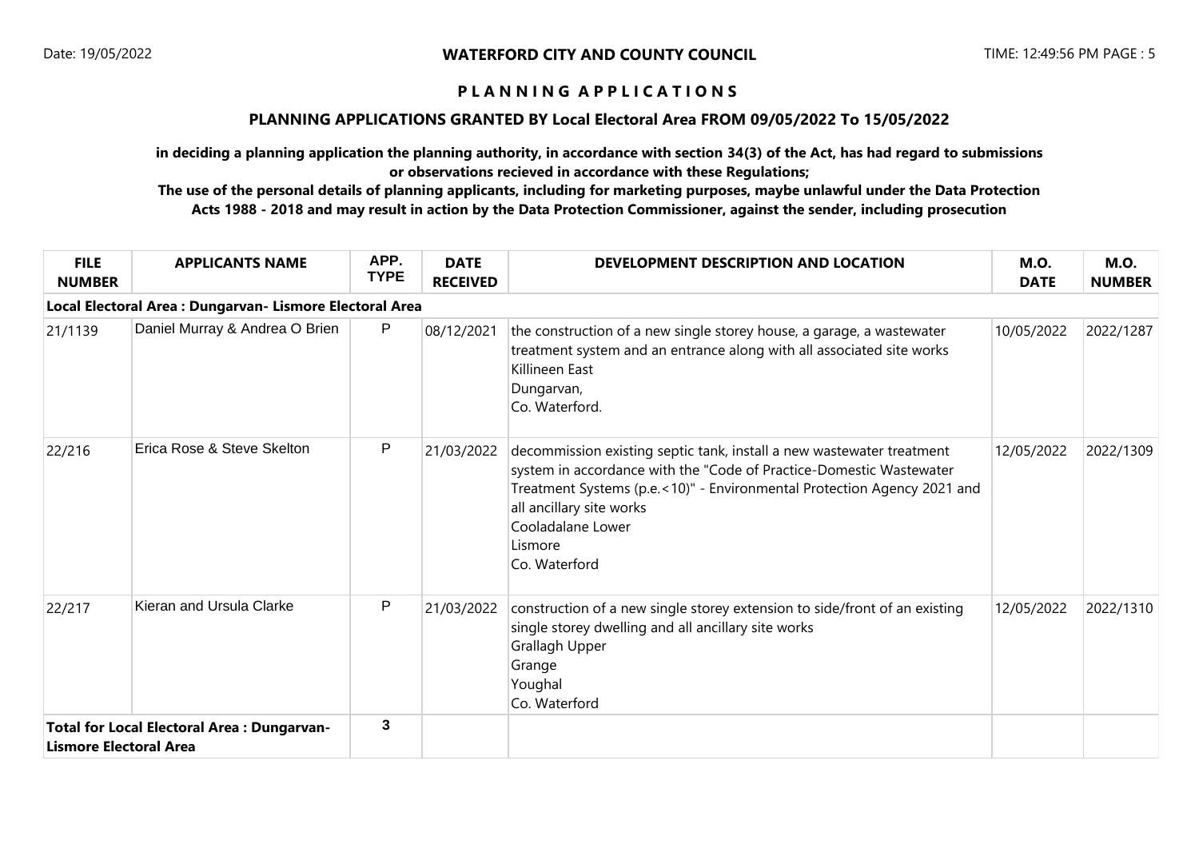**WATERFORD CITY AND COUNTY COUNCIL**

**P L A N N I N G  A P P L I C A T I O N S**

**PLANNING APPLICATIONS GRANTED BY Local Electoral Area FROM 09/05/2022 To 15/05/2022**

**in deciding a planning application the planning authority, in accordance with section 34(3) of the Act, has had regard to submissions or observations recieved in accordance with these Regulations;**

**The use of the personal details of planning applicants, including for marketing purposes, maybe unlawful under the Data Protection Acts 1988 - 2018 and may result in action by the Data Protection Commissioner, against the sender, including prosecution**

| FILE NUMBER | APPLICANTS NAME | APP. TYPE | DATE RECEIVED | DEVELOPMENT DESCRIPTION AND LOCATION | M.O. DATE | M.O. NUMBER |
|---|---|---|---|---|---|---|
| **Local Electoral Area : Dungarvan- Lismore Electoral Area** | | | | | | |
| 21/1139 | Daniel Murray & Andrea O Brien | P | 08/12/2021 | the construction of a new single storey house, a garage, a wastewater treatment system and an entrance along with all associated site works<br>Killineen East<br>Dungarvan,<br>Co. Waterford. | 10/05/2022 | 2022/1287 |
| 22/216 | Erica Rose & Steve Skelton | P | 21/03/2022 | decommission existing septic tank, install a new wastewater treatment system in accordance with the "Code of Practice-Domestic Wastewater Treatment Systems (p.e.<10)" - Environmental Protection Agency 2021 and all ancillary site works<br>Cooladalane Lower<br>Lismore<br>Co. Waterford | 12/05/2022 | 2022/1309 |
| 22/217 | Kieran and Ursula Clarke | P | 21/03/2022 | construction of a new single storey extension to side/front of an existing single storey dwelling and all ancillary site works<br>Grallagh Upper<br>Grange<br>Youghal<br>Co. Waterford | 12/05/2022 | 2022/1310 |
| **Total for Local Electoral Area : Dungarvan- Lismore Electoral Area** | | **3** | | | | |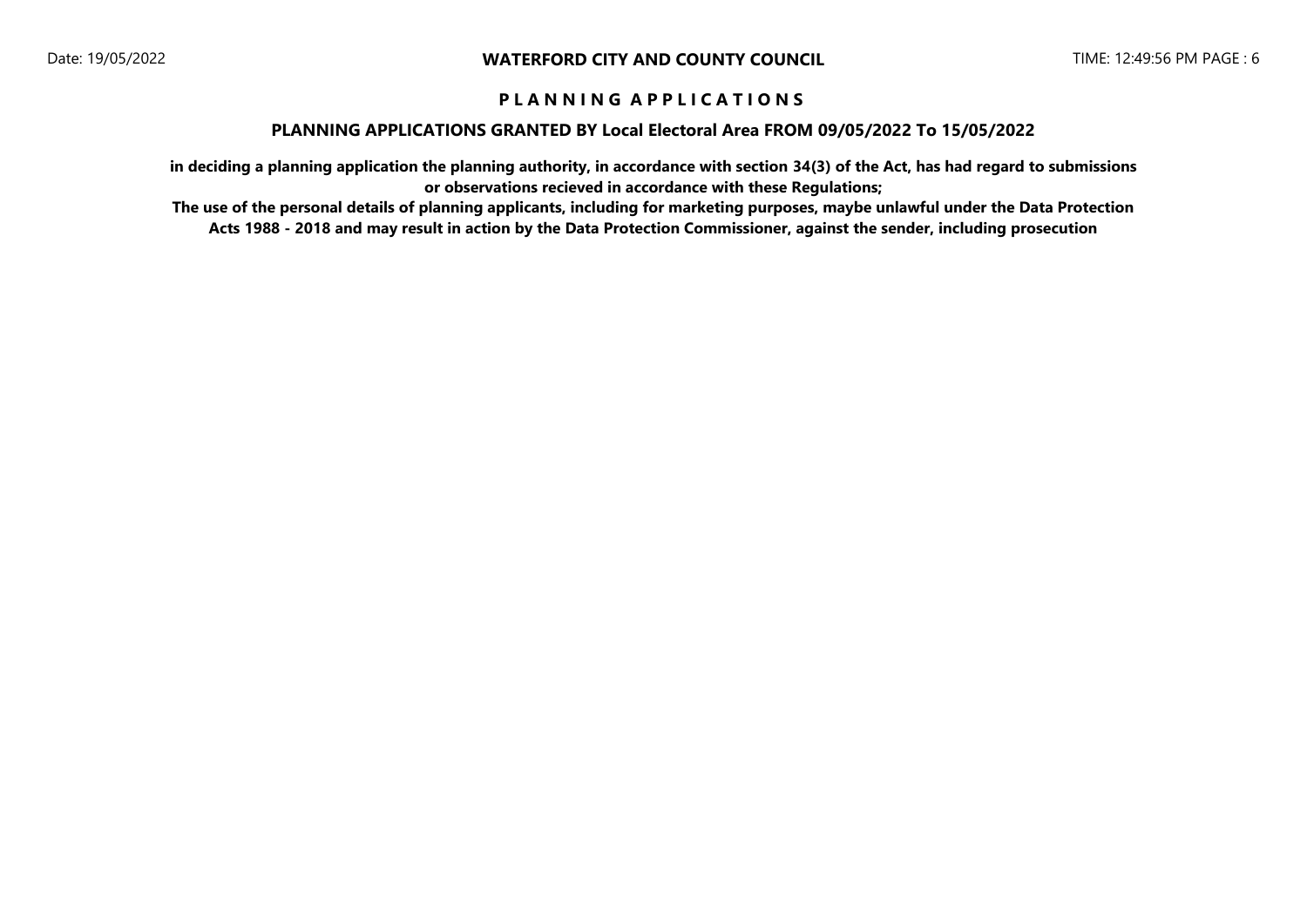# WATERFORD CITY AND COUNTY COUNCIL

## P L A N N I N G A P P L I C A T I O N S

### PLANNING APPLICATIONS GRANTED BY Local Electoral Area FROM 09/05/2022 To 15/05/2022

**in deciding a planning application the planning authority, in accordance with section 34(3) of the Act, has had regard to submissions or observations recieved in accordance with these Regulations;**

**The use of the personal details of planning applicants, including for marketing purposes, maybe unlawful under the Data Protection Acts 1988 - 2018 and may result in action by the Data Protection Commissioner, against the sender, including prosecution**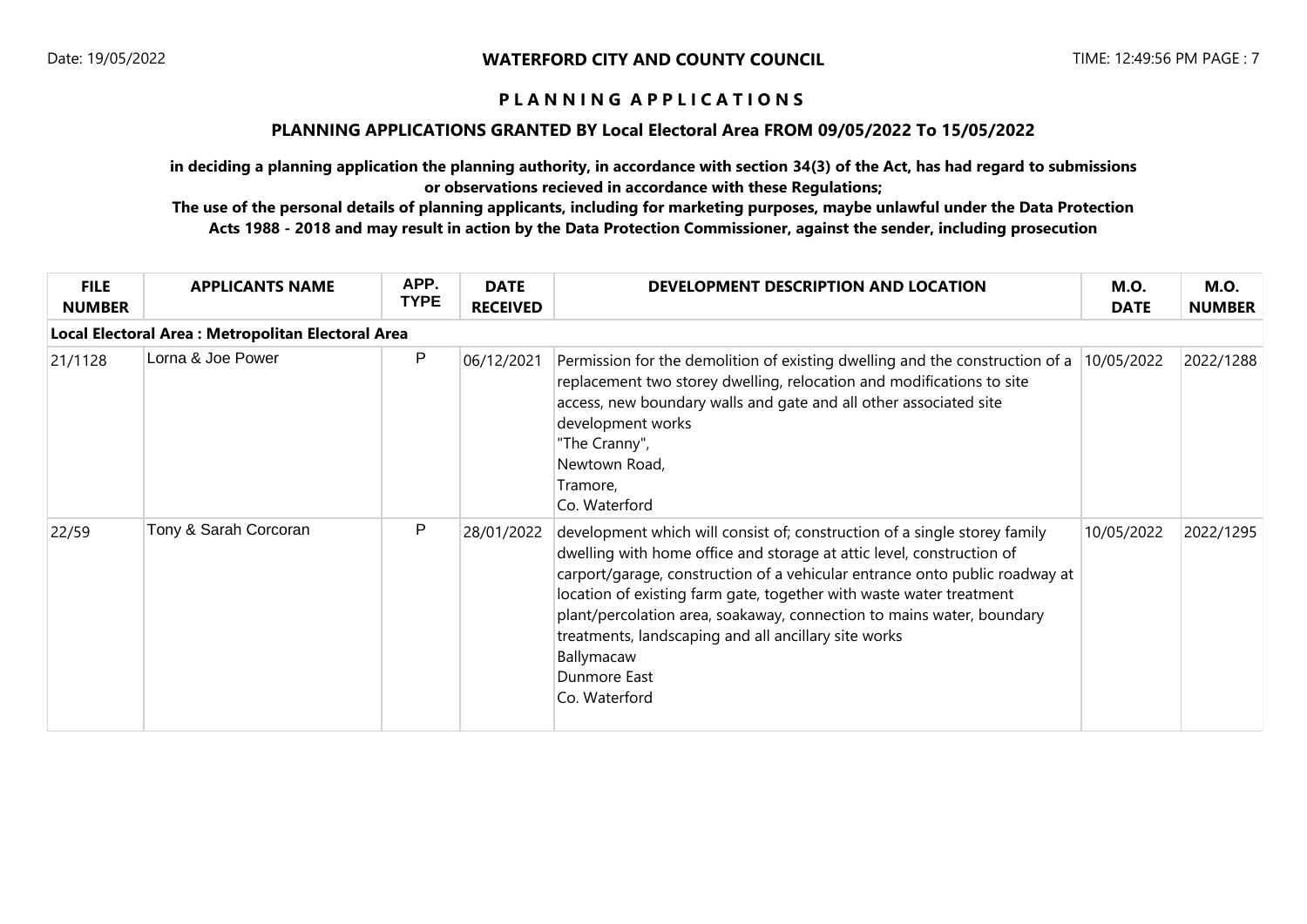# PLANNING APPLICATIONS

## PLANNING APPLICATIONS GRANTED BY Local Electoral Area FROM 09/05/2022 To 15/05/2022

**in deciding a planning application the planning authority, in accordance with section 34(3) of the Act, has had regard to submissions or observations recieved in accordance with these Regulations;**

**The use of the personal details of planning applicants, including for marketing purposes, maybe unlawful under the Data Protection Acts 1988 - 2018 and may result in action by the Data Protection Commissioner, against the sender, including prosecution**

| FILE NUMBER | APPLICANTS NAME | APP. TYPE | DATE RECEIVED | DEVELOPMENT DESCRIPTION AND LOCATION | M.O. DATE | M.O. NUMBER |
|---|---|---|---|---|---|---|
| **Local Electoral Area : Metropolitan Electoral Area** | | | | | | |
| 21/1128 | Lorna & Joe Power | P | 06/12/2021 | Permission for the demolition of existing dwelling and the construction of a replacement two storey dwelling, relocation and modifications to site access, new boundary walls and gate and all other associated site development works<br>"The Cranny",<br>Newtown Road,<br>Tramore,<br>Co. Waterford | 10/05/2022 | 2022/1288 |
| 22/59 | Tony & Sarah Corcoran | P | 28/01/2022 | development which will consist of; construction of a single storey family dwelling with home office and storage at attic level, construction of carport/garage, construction of a vehicular entrance onto public roadway at location of existing farm gate, together with waste water treatment plant/percolation area, soakaway, connection to mains water, boundary treatments, landscaping and all ancillary site works<br>Ballymacaw<br>Dunmore East<br>Co. Waterford | 10/05/2022 | 2022/1295 |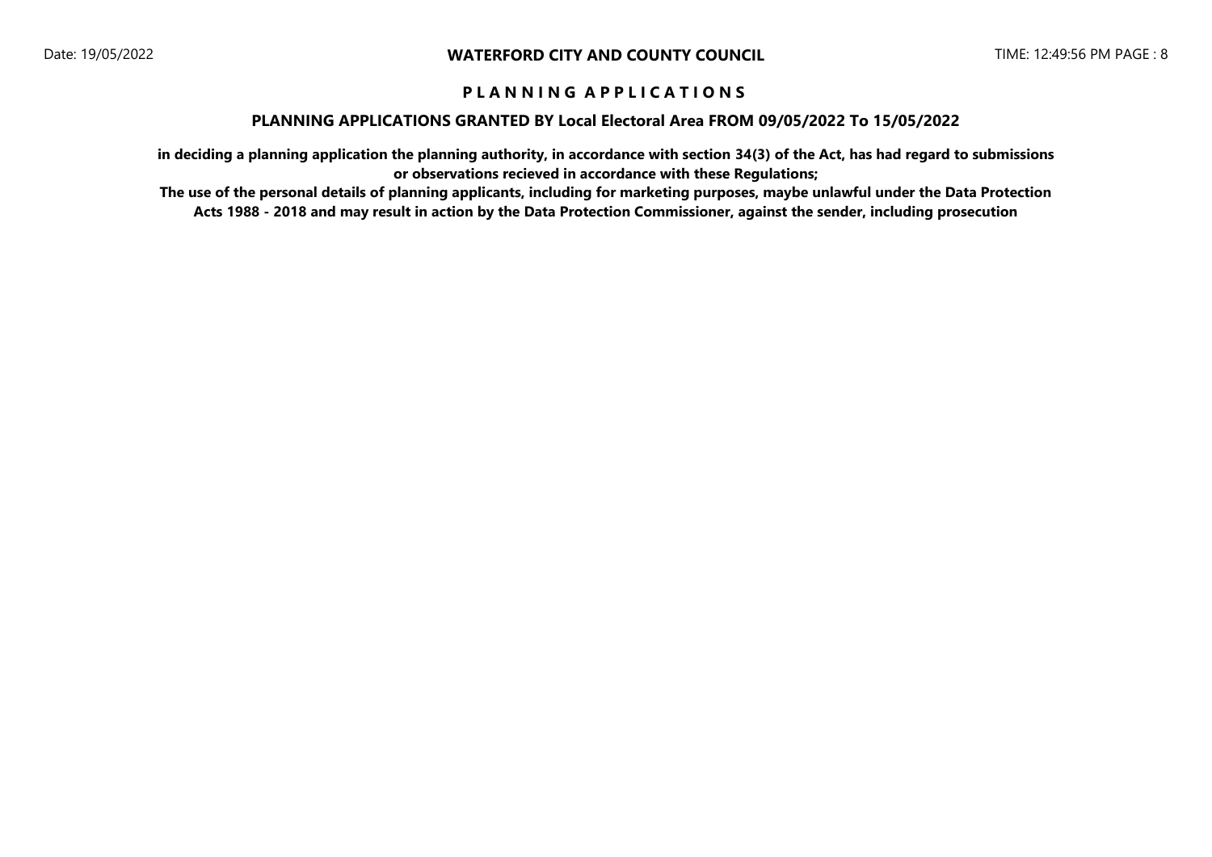# WATERFORD CITY AND COUNTY COUNCIL

## P L A N N I N G   A P P L I C A T I O N S

### PLANNING APPLICATIONS GRANTED BY Local Electoral Area FROM 09/05/2022 To 15/05/2022

**in deciding a planning application the planning authority, in accordance with section 34(3) of the Act, has had regard to submissions or observations recieved in accordance with these Regulations;**

**The use of the personal details of planning applicants, including for marketing purposes, maybe unlawful under the Data Protection Acts 1988 - 2018 and may result in action by the Data Protection Commissioner, against the sender, including prosecution**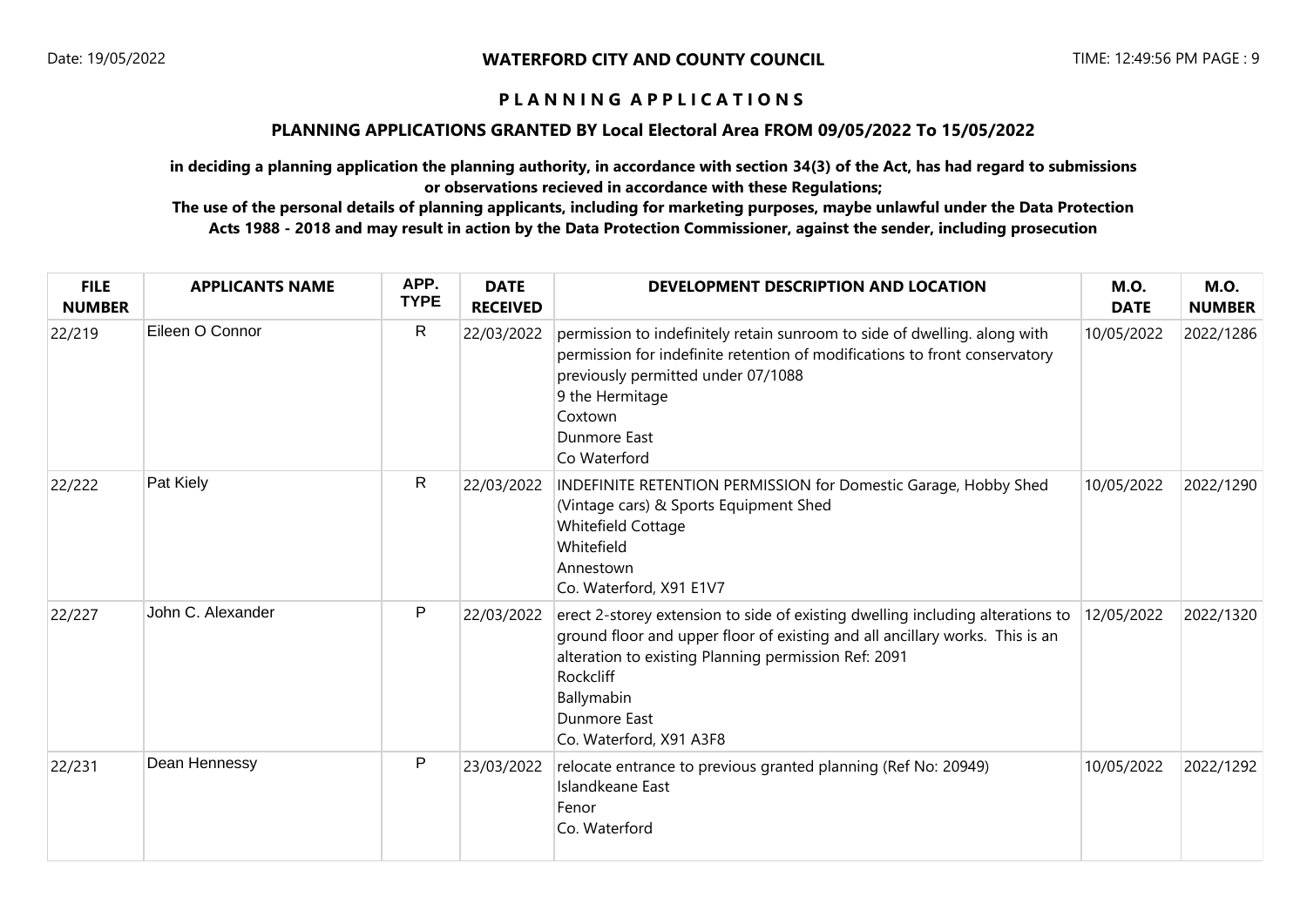**WATERFORD CITY AND COUNTY COUNCIL**

# PLANNING APPLICATIONS

## PLANNING APPLICATIONS GRANTED BY Local Electoral Area FROM 09/05/2022 To 15/05/2022

**in deciding a planning application the planning authority, in accordance with section 34(3) of the Act, has had regard to submissions or observations recieved in accordance with these Regulations;**

**The use of the personal details of planning applicants, including for marketing purposes, maybe unlawful under the Data Protection Acts 1988 - 2018 and may result in action by the Data Protection Commissioner, against the sender, including prosecution**

| FILE NUMBER | APPLICANTS NAME | APP. TYPE | DATE RECEIVED | DEVELOPMENT DESCRIPTION AND LOCATION | M.O. DATE | M.O. NUMBER |
|---|---|---|---|---|---|---|
| 22/219 | Eileen O Connor | R | 22/03/2022 | permission to indefinitely retain sunroom to side of dwelling. along with permission for indefinite retention of modifications to front conservatory previously permitted under 07/1088<br>9 the Hermitage<br>Coxtown<br>Dunmore East<br>Co Waterford | 10/05/2022 | 2022/1286 |
| 22/222 | Pat Kiely | R | 22/03/2022 | INDEFINITE RETENTION PERMISSION for Domestic Garage, Hobby Shed (Vintage cars) & Sports Equipment Shed<br>Whitefield Cottage<br>Whitefield<br>Annestown<br>Co. Waterford, X91 E1V7 | 10/05/2022 | 2022/1290 |
| 22/227 | John C. Alexander | P | 22/03/2022 | erect 2-storey extension to side of existing dwelling including alterations to ground floor and upper floor of existing and all ancillary works. This is an alteration to existing Planning permission Ref: 2091<br>Rockcliff<br>Ballymabin<br>Dunmore East<br>Co. Waterford, X91 A3F8 | 12/05/2022 | 2022/1320 |
| 22/231 | Dean Hennessy | P | 23/03/2022 | relocate entrance to previous granted planning (Ref No: 20949)<br>Islandkeane East<br>Fenor<br>Co. Waterford | 10/05/2022 | 2022/1292 |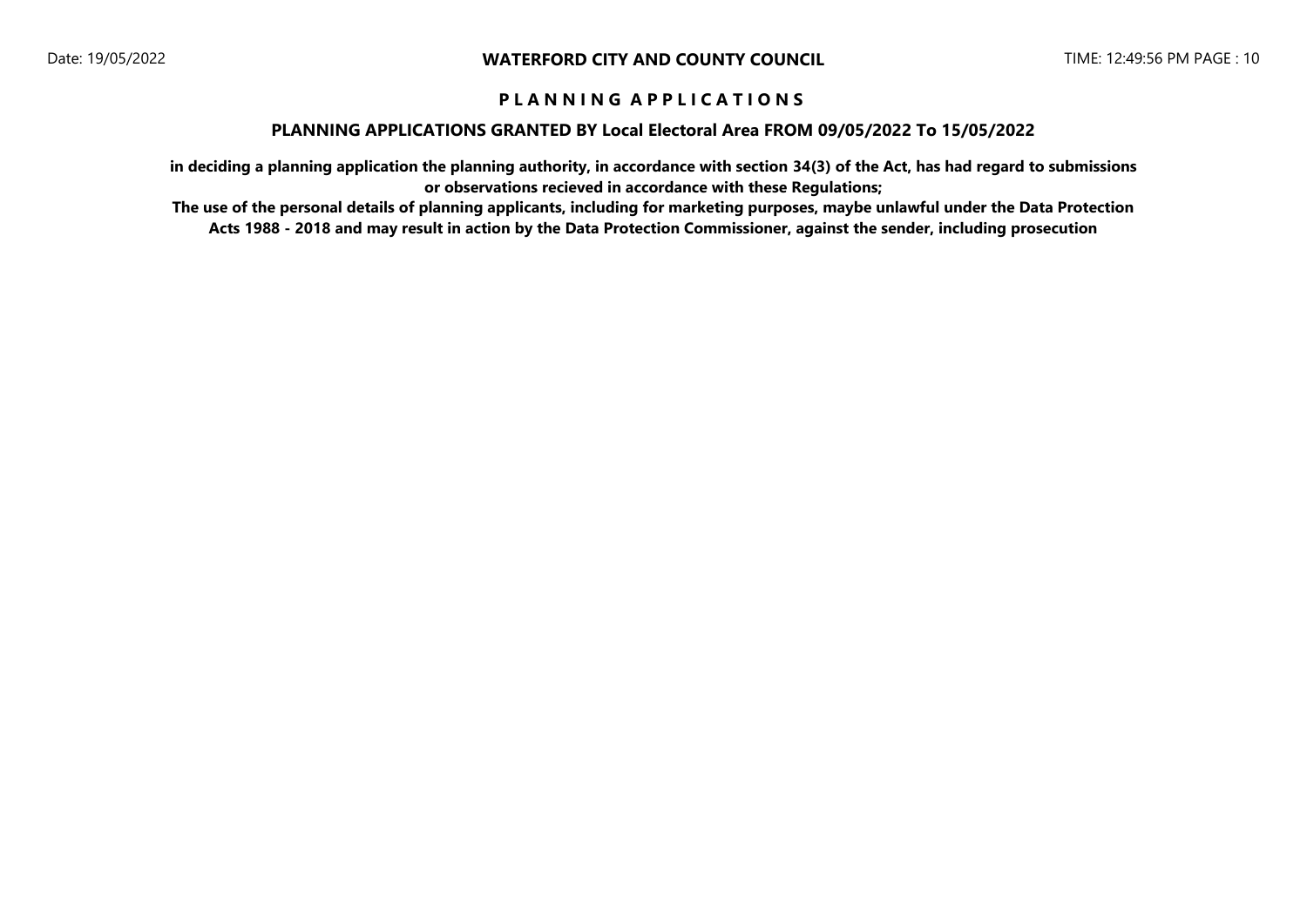# P L A N N I N G   A P P L I C A T I O N S

## PLANNING APPLICATIONS GRANTED BY Local Electoral Area FROM 09/05/2022 To 15/05/2022

**in deciding a planning application the planning authority, in accordance with section 34(3) of the Act, has had regard to submissions or observations recieved in accordance with these Regulations;**

**The use of the personal details of planning applicants, including for marketing purposes, maybe unlawful under the Data Protection Acts 1988 - 2018 and may result in action by the Data Protection Commissioner, against the sender, including prosecution**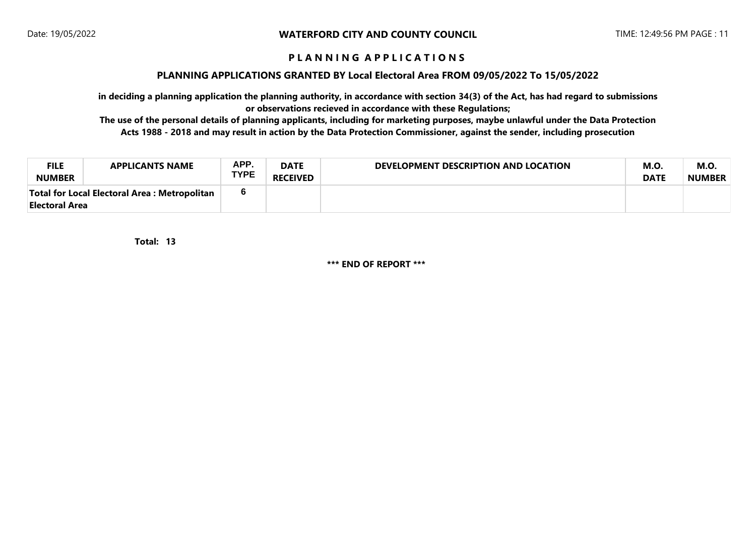**WATERFORD CITY AND COUNTY COUNCIL**

**P L A N N I N G   A P P L I C A T I O N S**

**PLANNING APPLICATIONS GRANTED BY Local Electoral Area FROM 09/05/2022 To 15/05/2022**

**in deciding a planning application the planning authority, in accordance with section 34(3) of the Act, has had regard to submissions or observations recieved in accordance with these Regulations;**

**The use of the personal details of planning applicants, including for marketing purposes, maybe unlawful under the Data Protection Acts 1988 - 2018 and may result in action by the Data Protection Commissioner, against the sender, including prosecution**

| FILE NUMBER | APPLICANTS NAME | APP. TYPE | DATE RECEIVED | DEVELOPMENT DESCRIPTION AND LOCATION | M.O. DATE | M.O. NUMBER |
|---|---|---|---|---|---|---|
| **Total for Local Electoral Area : Metropolitan Electoral Area** | | 6 | | | | |

**Total: 13**

**\*\*\* END OF REPORT \*\*\***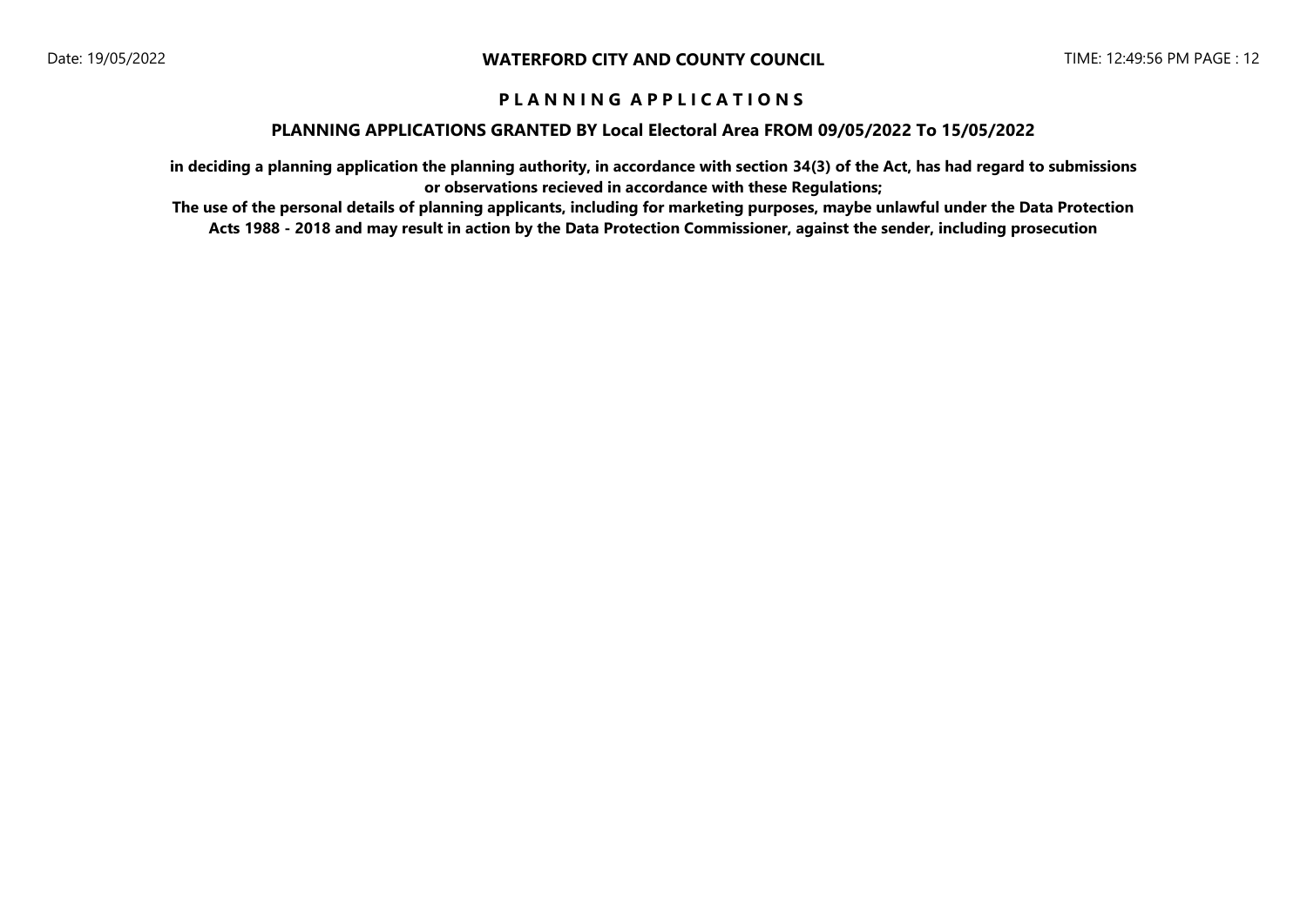# P L A N N I N G   A P P L I C A T I O N S

## PLANNING APPLICATIONS GRANTED BY Local Electoral Area FROM 09/05/2022 To 15/05/2022

**in deciding a planning application the planning authority, in accordance with section 34(3) of the Act, has had regard to submissions or observations recieved in accordance with these Regulations;**

**The use of the personal details of planning applicants, including for marketing purposes, maybe unlawful under the Data Protection Acts 1988 - 2018 and may result in action by the Data Protection Commissioner, against the sender, including prosecution**